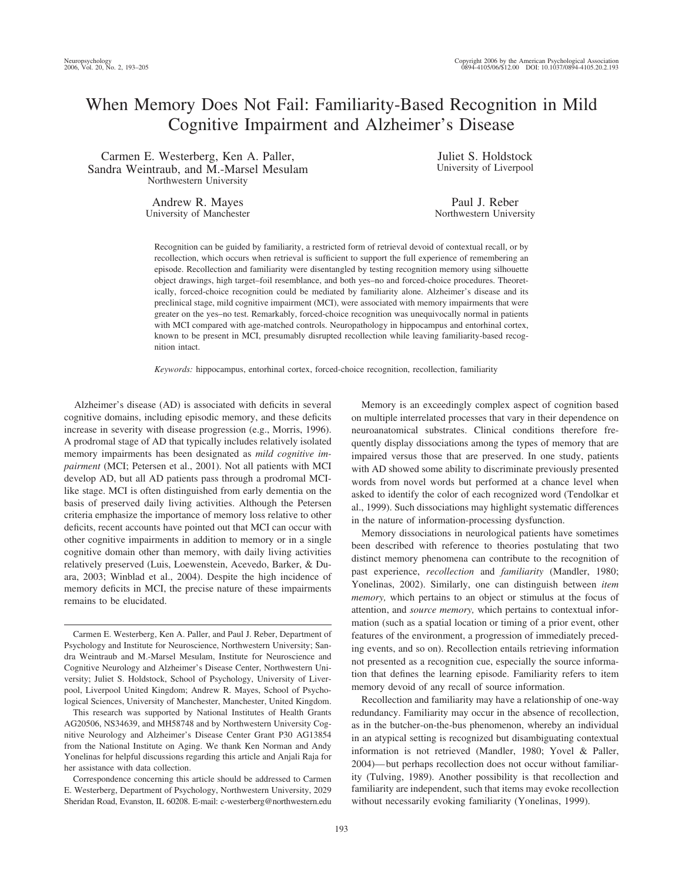# When Memory Does Not Fail: Familiarity-Based Recognition in Mild Cognitive Impairment and Alzheimer's Disease

Carmen E. Westerberg, Ken A. Paller, Sandra Weintraub, and M.-Marsel Mesulam
Northwestern University

Juliet S. Holdstock
University of Liverpool

Andrew R. Mayes
University of Manchester

Paul J. Reber
Northwestern University

Recognition can be guided by familiarity, a restricted form of retrieval devoid of contextual recall, or by recollection, which occurs when retrieval is sufficient to support the full experience of remembering an episode. Recollection and familiarity were disentangled by testing recognition memory using silhouette object drawings, high target–foil resemblance, and both yes–no and forced-choice procedures. Theoretically, forced-choice recognition could be mediated by familiarity alone. Alzheimer's disease and its preclinical stage, mild cognitive impairment (MCI), were associated with memory impairments that were greater on the yes–no test. Remarkably, forced-choice recognition was unequivocally normal in patients with MCI compared with age-matched controls. Neuropathology in hippocampus and entorhinal cortex, known to be present in MCI, presumably disrupted recollection while leaving familiarity-based recognition intact.

*Keywords:* hippocampus, entorhinal cortex, forced-choice recognition, recollection, familiarity

Alzheimer's disease (AD) is associated with deficits in several cognitive domains, including episodic memory, and these deficits increase in severity with disease progression (e.g., Morris, 1996). A prodromal stage of AD that typically includes relatively isolated memory impairments has been designated as *mild cognitive impairment* (MCI; Petersen et al., 2001). Not all patients with MCI develop AD, but all AD patients pass through a prodromal MCI-like stage. MCI is often distinguished from early dementia on the basis of preserved daily living activities. Although the Petersen criteria emphasize the importance of memory loss relative to other deficits, recent accounts have pointed out that MCI can occur with other cognitive impairments in addition to memory or in a single cognitive domain other than memory, with daily living activities relatively preserved (Luis, Loewenstein, Acevedo, Barker, & Duara, 2003; Winblad et al., 2004). Despite the high incidence of memory deficits in MCI, the precise nature of these impairments remains to be elucidated.

Memory is an exceedingly complex aspect of cognition based on multiple interrelated processes that vary in their dependence on neuroanatomical substrates. Clinical conditions therefore frequently display dissociations among the types of memory that are impaired versus those that are preserved. In one study, patients with AD showed some ability to discriminate previously presented words from novel words but performed at a chance level when asked to identify the color of each recognized word (Tendolkar et al., 1999). Such dissociations may highlight systematic differences in the nature of information-processing dysfunction.

Memory dissociations in neurological patients have sometimes been described with reference to theories postulating that two distinct memory phenomena can contribute to the recognition of past experience, *recollection* and *familiarity* (Mandler, 1980; Yonelinas, 2002). Similarly, one can distinguish between *item memory,* which pertains to an object or stimulus at the focus of attention, and *source memory,* which pertains to contextual information (such as a spatial location or timing of a prior event, other features of the environment, a progression of immediately preceding events, and so on). Recollection entails retrieving information not presented as a recognition cue, especially the source information that defines the learning episode. Familiarity refers to item memory devoid of any recall of source information.

Recollection and familiarity may have a relationship of one-way redundancy. Familiarity may occur in the absence of recollection, as in the butcher-on-the-bus phenomenon, whereby an individual in an atypical setting is recognized but disambiguating contextual information is not retrieved (Mandler, 1980; Yovel & Paller, 2004)—but perhaps recollection does not occur without familiarity (Tulving, 1989). Another possibility is that recollection and familiarity are independent, such that items may evoke recollection without necessarily evoking familiarity (Yonelinas, 1999).

---

Carmen E. Westerberg, Ken A. Paller, and Paul J. Reber, Department of Psychology and Institute for Neuroscience, Northwestern University; Sandra Weintraub and M.-Marsel Mesulam, Institute for Neuroscience and Cognitive Neurology and Alzheimer's Disease Center, Northwestern University; Juliet S. Holdstock, School of Psychology, University of Liverpool, Liverpool United Kingdom; Andrew R. Mayes, School of Psychological Sciences, University of Manchester, Manchester, United Kingdom.

This research was supported by National Institutes of Health Grants AG20506, NS34639, and MH58748 and by Northwestern University Cognitive Neurology and Alzheimer's Disease Center Grant P30 AG13854 from the National Institute on Aging. We thank Ken Norman and Andy Yonelinas for helpful discussions regarding this article and Anjali Raja for her assistance with data collection.

Correspondence concerning this article should be addressed to Carmen E. Westerberg, Department of Psychology, Northwestern University, 2029 Sheridan Road, Evanston, IL 60208. E-mail: c-westerberg@northwestern.edu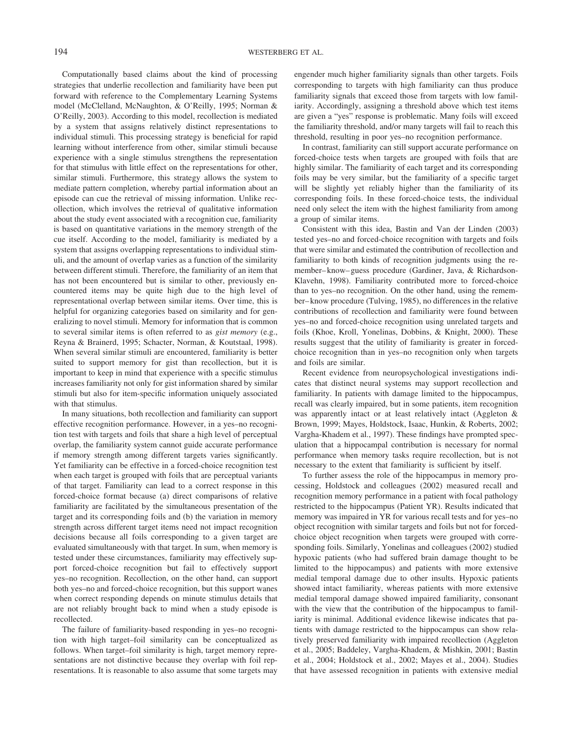Computationally based claims about the kind of processing strategies that underlie recollection and familiarity have been put forward with reference to the Complementary Learning Systems model (McClelland, McNaughton, & O'Reilly, 1995; Norman & O'Reilly, 2003). According to this model, recollection is mediated by a system that assigns relatively distinct representations to individual stimuli. This processing strategy is beneficial for rapid learning without interference from other, similar stimuli because experience with a single stimulus strengthens the representation for that stimulus with little effect on the representations for other, similar stimuli. Furthermore, this strategy allows the system to mediate pattern completion, whereby partial information about an episode can cue the retrieval of missing information. Unlike recollection, which involves the retrieval of qualitative information about the study event associated with a recognition cue, familiarity is based on quantitative variations in the memory strength of the cue itself. According to the model, familiarity is mediated by a system that assigns overlapping representations to individual stimuli, and the amount of overlap varies as a function of the similarity between different stimuli. Therefore, the familiarity of an item that has not been encountered but is similar to other, previously encountered items may be quite high due to the high level of representational overlap between similar items. Over time, this is helpful for organizing categories based on similarity and for generalizing to novel stimuli. Memory for information that is common to several similar items is often referred to as *gist memory* (e.g., Reyna & Brainerd, 1995; Schacter, Norman, & Koutstaal, 1998). When several similar stimuli are encountered, familiarity is better suited to support memory for gist than recollection, but it is important to keep in mind that experience with a specific stimulus increases familiarity not only for gist information shared by similar stimuli but also for item-specific information uniquely associated with that stimulus.

In many situations, both recollection and familiarity can support effective recognition performance. However, in a yes–no recognition test with targets and foils that share a high level of perceptual overlap, the familiarity system cannot guide accurate performance if memory strength among different targets varies significantly. Yet familiarity can be effective in a forced-choice recognition test when each target is grouped with foils that are perceptual variants of that target. Familiarity can lead to a correct response in this forced-choice format because (a) direct comparisons of relative familiarity are facilitated by the simultaneous presentation of the target and its corresponding foils and (b) the variation in memory strength across different target items need not impact recognition decisions because all foils corresponding to a given target are evaluated simultaneously with that target. In sum, when memory is tested under these circumstances, familiarity may effectively support forced-choice recognition but fail to effectively support yes–no recognition. Recollection, on the other hand, can support both yes–no and forced-choice recognition, but this support wanes when correct responding depends on minute stimulus details that are not reliably brought back to mind when a study episode is recollected.

The failure of familiarity-based responding in yes–no recognition with high target–foil similarity can be conceptualized as follows. When target–foil similarity is high, target memory representations are not distinctive because they overlap with foil representations. It is reasonable to also assume that some targets may engender much higher familiarity signals than other targets. Foils corresponding to targets with high familiarity can thus produce familiarity signals that exceed those from targets with low familiarity. Accordingly, assigning a threshold above which test items are given a "yes" response is problematic. Many foils will exceed the familiarity threshold, and/or many targets will fail to reach this threshold, resulting in poor yes–no recognition performance.

In contrast, familiarity can still support accurate performance on forced-choice tests when targets are grouped with foils that are highly similar. The familiarity of each target and its corresponding foils may be very similar, but the familiarity of a specific target will be slightly yet reliably higher than the familiarity of its corresponding foils. In these forced-choice tests, the individual need only select the item with the highest familiarity from among a group of similar items.

Consistent with this idea, Bastin and Van der Linden (2003) tested yes–no and forced-choice recognition with targets and foils that were similar and estimated the contribution of recollection and familiarity to both kinds of recognition judgments using the remember–know–guess procedure (Gardiner, Java, & Richardson-Klavehn, 1998). Familiarity contributed more to forced-choice than to yes–no recognition. On the other hand, using the remember–know procedure (Tulving, 1985), no differences in the relative contributions of recollection and familiarity were found between yes–no and forced-choice recognition using unrelated targets and foils (Khoe, Kroll, Yonelinas, Dobbins, & Knight, 2000). These results suggest that the utility of familiarity is greater in forced-choice recognition than in yes–no recognition only when targets and foils are similar.

Recent evidence from neuropsychological investigations indicates that distinct neural systems may support recollection and familiarity. In patients with damage limited to the hippocampus, recall was clearly impaired, but in some patients, item recognition was apparently intact or at least relatively intact (Aggleton & Brown, 1999; Mayes, Holdstock, Isaac, Hunkin, & Roberts, 2002; Vargha-Khadem et al., 1997). These findings have prompted speculation that a hippocampal contribution is necessary for normal performance when memory tasks require recollection, but is not necessary to the extent that familiarity is sufficient by itself.

To further assess the role of the hippocampus in memory processing, Holdstock and colleagues (2002) measured recall and recognition memory performance in a patient with focal pathology restricted to the hippocampus (Patient YR). Results indicated that memory was impaired in YR for various recall tests and for yes–no object recognition with similar targets and foils but not for forced-choice object recognition when targets were grouped with corresponding foils. Similarly, Yonelinas and colleagues (2002) studied hypoxic patients (who had suffered brain damage thought to be limited to the hippocampus) and patients with more extensive medial temporal damage due to other insults. Hypoxic patients showed intact familiarity, whereas patients with more extensive medial temporal damage showed impaired familiarity, consonant with the view that the contribution of the hippocampus to familiarity is minimal. Additional evidence likewise indicates that patients with damage restricted to the hippocampus can show relatively preserved familiarity with impaired recollection (Aggleton et al., 2005; Baddeley, Vargha-Khadem, & Mishkin, 2001; Bastin et al., 2004; Holdstock et al., 2002; Mayes et al., 2004). Studies that have assessed recognition in patients with extensive medial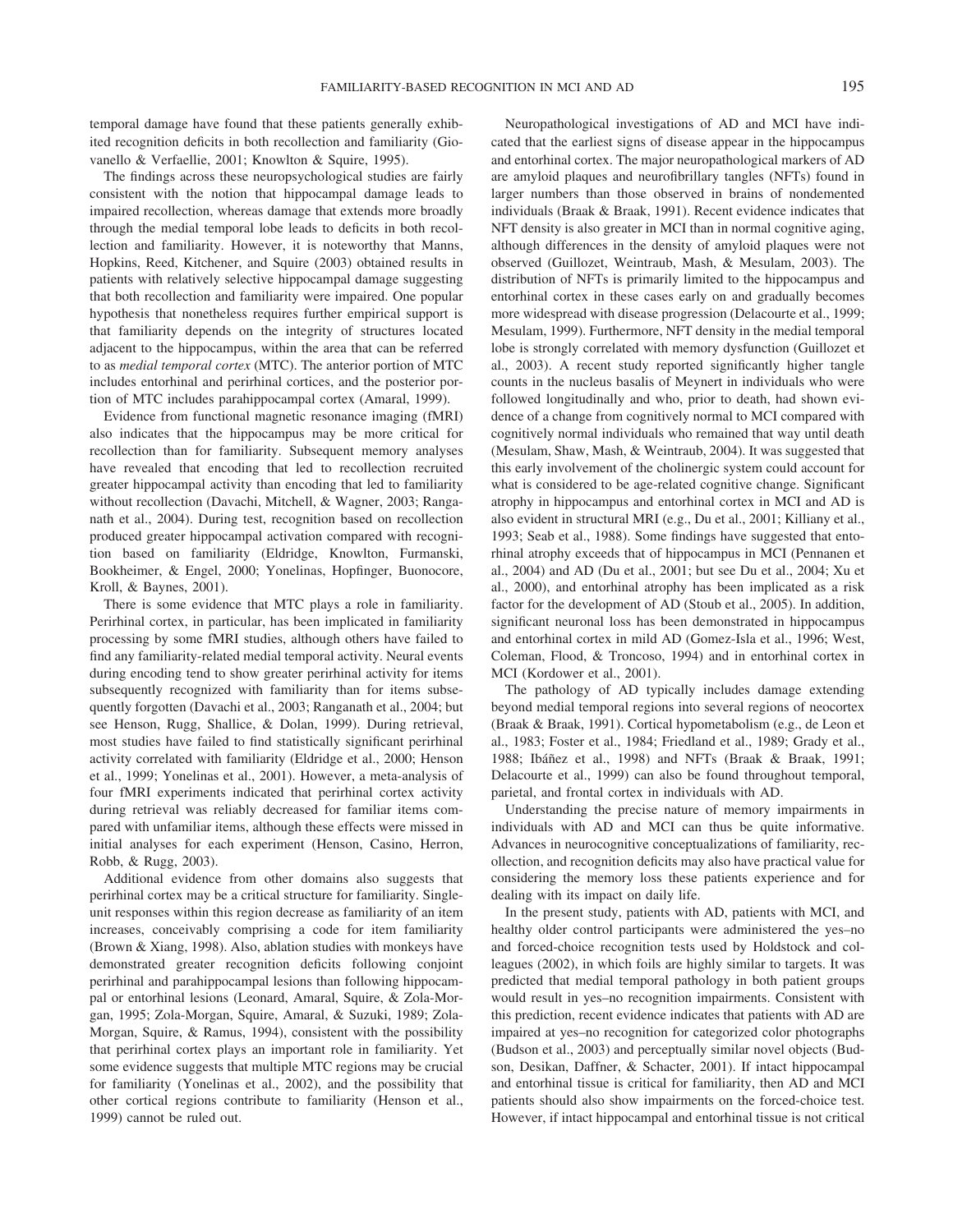temporal damage have found that these patients generally exhibited recognition deficits in both recollection and familiarity (Giovanello & Verfaellie, 2001; Knowlton & Squire, 1995).

The findings across these neuropsychological studies are fairly consistent with the notion that hippocampal damage leads to impaired recollection, whereas damage that extends more broadly through the medial temporal lobe leads to deficits in both recollection and familiarity. However, it is noteworthy that Manns, Hopkins, Reed, Kitchener, and Squire (2003) obtained results in patients with relatively selective hippocampal damage suggesting that both recollection and familiarity were impaired. One popular hypothesis that nonetheless requires further empirical support is that familiarity depends on the integrity of structures located adjacent to the hippocampus, within the area that can be referred to as *medial temporal cortex* (MTC). The anterior portion of MTC includes entorhinal and perirhinal cortices, and the posterior portion of MTC includes parahippocampal cortex (Amaral, 1999).

Evidence from functional magnetic resonance imaging (fMRI) also indicates that the hippocampus may be more critical for recollection than for familiarity. Subsequent memory analyses have revealed that encoding that led to recollection recruited greater hippocampal activity than encoding that led to familiarity without recollection (Davachi, Mitchell, & Wagner, 2003; Ranganath et al., 2004). During test, recognition based on recollection produced greater hippocampal activation compared with recognition based on familiarity (Eldridge, Knowlton, Furmanski, Bookheimer, & Engel, 2000; Yonelinas, Hopfinger, Buonocore, Kroll, & Baynes, 2001).

There is some evidence that MTC plays a role in familiarity. Perirhinal cortex, in particular, has been implicated in familiarity processing by some fMRI studies, although others have failed to find any familiarity-related medial temporal activity. Neural events during encoding tend to show greater perirhinal activity for items subsequently recognized with familiarity than for items subsequently forgotten (Davachi et al., 2003; Ranganath et al., 2004; but see Henson, Rugg, Shallice, & Dolan, 1999). During retrieval, most studies have failed to find statistically significant perirhinal activity correlated with familiarity (Eldridge et al., 2000; Henson et al., 1999; Yonelinas et al., 2001). However, a meta-analysis of four fMRI experiments indicated that perirhinal cortex activity during retrieval was reliably decreased for familiar items compared with unfamiliar items, although these effects were missed in initial analyses for each experiment (Henson, Casino, Herron, Robb, & Rugg, 2003).

Additional evidence from other domains also suggests that perirhinal cortex may be a critical structure for familiarity. Single-unit responses within this region decrease as familiarity of an item increases, conceivably comprising a code for item familiarity (Brown & Xiang, 1998). Also, ablation studies with monkeys have demonstrated greater recognition deficits following conjoint perirhinal and parahippocampal lesions than following hippocampal or entorhinal lesions (Leonard, Amaral, Squire, & Zola-Morgan, 1995; Zola-Morgan, Squire, Amaral, & Suzuki, 1989; Zola-Morgan, Squire, & Ramus, 1994), consistent with the possibility that perirhinal cortex plays an important role in familiarity. Yet some evidence suggests that multiple MTC regions may be crucial for familiarity (Yonelinas et al., 2002), and the possibility that other cortical regions contribute to familiarity (Henson et al., 1999) cannot be ruled out.

Neuropathological investigations of AD and MCI have indicated that the earliest signs of disease appear in the hippocampus and entorhinal cortex. The major neuropathological markers of AD are amyloid plaques and neurofibrillary tangles (NFTs) found in larger numbers than those observed in brains of nondemented individuals (Braak & Braak, 1991). Recent evidence indicates that NFT density is also greater in MCI than in normal cognitive aging, although differences in the density of amyloid plaques were not observed (Guillozet, Weintraub, Mash, & Mesulam, 2003). The distribution of NFTs is primarily limited to the hippocampus and entorhinal cortex in these cases early on and gradually becomes more widespread with disease progression (Delacourte et al., 1999; Mesulam, 1999). Furthermore, NFT density in the medial temporal lobe is strongly correlated with memory dysfunction (Guillozet et al., 2003). A recent study reported significantly higher tangle counts in the nucleus basalis of Meynert in individuals who were followed longitudinally and who, prior to death, had shown evidence of a change from cognitively normal to MCI compared with cognitively normal individuals who remained that way until death (Mesulam, Shaw, Mash, & Weintraub, 2004). It was suggested that this early involvement of the cholinergic system could account for what is considered to be age-related cognitive change. Significant atrophy in hippocampus and entorhinal cortex in MCI and AD is also evident in structural MRI (e.g., Du et al., 2001; Killiany et al., 1993; Seab et al., 1988). Some findings have suggested that entorhinal atrophy exceeds that of hippocampus in MCI (Pennanen et al., 2004) and AD (Du et al., 2001; but see Du et al., 2004; Xu et al., 2000), and entorhinal atrophy has been implicated as a risk factor for the development of AD (Stoub et al., 2005). In addition, significant neuronal loss has been demonstrated in hippocampus and entorhinal cortex in mild AD (Gomez-Isla et al., 1996; West, Coleman, Flood, & Troncoso, 1994) and in entorhinal cortex in MCI (Kordower et al., 2001).

The pathology of AD typically includes damage extending beyond medial temporal regions into several regions of neocortex (Braak & Braak, 1991). Cortical hypometabolism (e.g., de Leon et al., 1983; Foster et al., 1984; Friedland et al., 1989; Grady et al., 1988; Ibáñez et al., 1998) and NFTs (Braak & Braak, 1991; Delacourte et al., 1999) can also be found throughout temporal, parietal, and frontal cortex in individuals with AD.

Understanding the precise nature of memory impairments in individuals with AD and MCI can thus be quite informative. Advances in neurocognitive conceptualizations of familiarity, recollection, and recognition deficits may also have practical value for considering the memory loss these patients experience and for dealing with its impact on daily life.

In the present study, patients with AD, patients with MCI, and healthy older control participants were administered the yes–no and forced-choice recognition tests used by Holdstock and colleagues (2002), in which foils are highly similar to targets. It was predicted that medial temporal pathology in both patient groups would result in yes–no recognition impairments. Consistent with this prediction, recent evidence indicates that patients with AD are impaired at yes–no recognition for categorized color photographs (Budson et al., 2003) and perceptually similar novel objects (Budson, Desikan, Daffner, & Schacter, 2001). If intact hippocampal and entorhinal tissue is critical for familiarity, then AD and MCI patients should also show impairments on the forced-choice test. However, if intact hippocampal and entorhinal tissue is not critical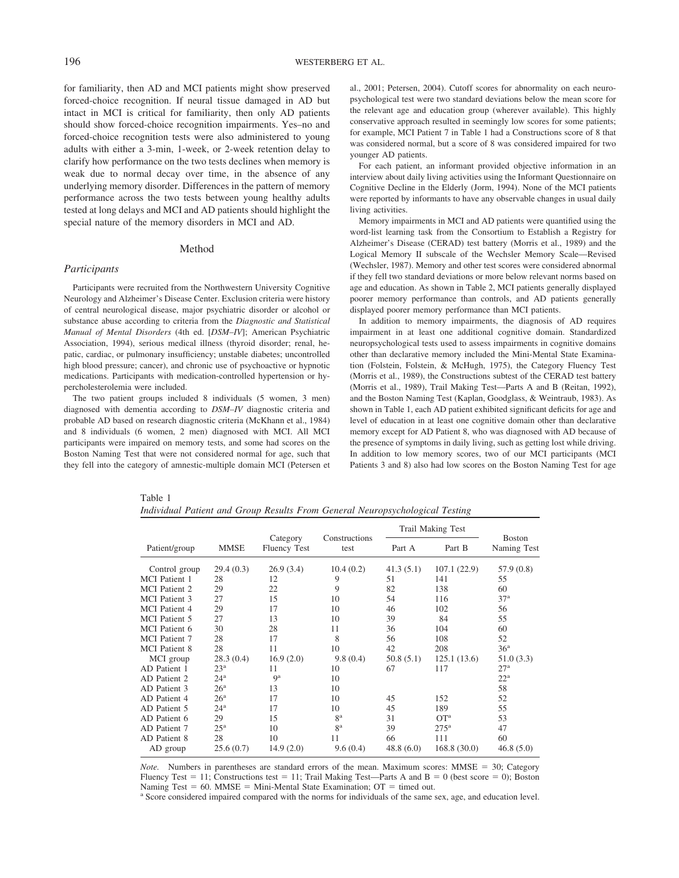for familiarity, then AD and MCI patients might show preserved forced-choice recognition. If neural tissue damaged in AD but intact in MCI is critical for familiarity, then only AD patients should show forced-choice recognition impairments. Yes–no and forced-choice recognition tests were also administered to young adults with either a 3-min, 1-week, or 2-week retention delay to clarify how performance on the two tests declines when memory is weak due to normal decay over time, in the absence of any underlying memory disorder. Differences in the pattern of memory performance across the two tests between young healthy adults tested at long delays and MCI and AD patients should highlight the special nature of the memory disorders in MCI and AD.

## Method

### Participants

Participants were recruited from the Northwestern University Cognitive Neurology and Alzheimer's Disease Center. Exclusion criteria were history of central neurological disease, major psychiatric disorder or alcohol or substance abuse according to criteria from the *Diagnostic and Statistical Manual of Mental Disorders* (4th ed. [*DSM–IV*]; American Psychiatric Association, 1994), serious medical illness (thyroid disorder; renal, hepatic, cardiac, or pulmonary insufficiency; unstable diabetes; uncontrolled high blood pressure; cancer), and chronic use of psychoactive or hypnotic medications. Participants with medication-controlled hypertension or hypercholesterolemia were included.

The two patient groups included 8 individuals (5 women, 3 men) diagnosed with dementia according to *DSM–IV* diagnostic criteria and probable AD based on research diagnostic criteria (McKhann et al., 1984) and 8 individuals (6 women, 2 men) diagnosed with MCI. All MCI participants were impaired on memory tests, and some had scores on the Boston Naming Test that were not considered normal for age, such that they fell into the category of amnestic-multiple domain MCI (Petersen et al., 2001; Petersen, 2004). Cutoff scores for abnormality on each neuropsychological test were two standard deviations below the mean score for the relevant age and education group (wherever available). This highly conservative approach resulted in seemingly low scores for some patients; for example, MCI Patient 7 in Table 1 had a Constructions score of 8 that was considered normal, but a score of 8 was considered impaired for two younger AD patients.

For each patient, an informant provided objective information in an interview about daily living activities using the Informant Questionnaire on Cognitive Decline in the Elderly (Jorm, 1994). None of the MCI patients were reported by informants to have any observable changes in usual daily living activities.

Memory impairments in MCI and AD patients were quantified using the word-list learning task from the Consortium to Establish a Registry for Alzheimer's Disease (CERAD) test battery (Morris et al., 1989) and the Logical Memory II subscale of the Wechsler Memory Scale—Revised (Wechsler, 1987). Memory and other test scores were considered abnormal if they fell two standard deviations or more below relevant norms based on age and education. As shown in Table 2, MCI patients generally displayed poorer memory performance than controls, and AD patients generally displayed poorer memory performance than MCI patients.

In addition to memory impairments, the diagnosis of AD requires impairment in at least one additional cognitive domain. Standardized neuropsychological tests used to assess impairments in cognitive domains other than declarative memory included the Mini-Mental State Examination (Folstein, Folstein, & McHugh, 1975), the Category Fluency Test (Morris et al., 1989), the Constructions subtest of the CERAD test battery (Morris et al., 1989), Trail Making Test—Parts A and B (Reitan, 1992), and the Boston Naming Test (Kaplan, Goodglass, & Weintraub, 1983). As shown in Table 1, each AD patient exhibited significant deficits for age and level of education in at least one cognitive domain other than declarative memory except for AD Patient 8, who was diagnosed with AD because of the presence of symptoms in daily living, such as getting lost while driving. In addition to low memory scores, two of our MCI participants (MCI Patients 3 and 8) also had low scores on the Boston Naming Test for age

Table 1
*Individual Patient and Group Results From General Neuropsychological Testing*

| Patient/group | MMSE | Category Fluency Test | Constructions test | Trail Making Test | | Boston Naming Test |
|---|---|---|---|---|---|---|
| | | | | Part A | Part B | |
| Control group | 29.4 (0.3) | 26.9 (3.4) | 10.4 (0.2) | 41.3 (5.1) | 107.1 (22.9) | 57.9 (0.8) |
| MCI Patient 1 | 28 | 12 | 9 | 51 | 141 | 55 |
| MCI Patient 2 | 29 | 22 | 9 | 82 | 138 | 60 |
| MCI Patient 3 | 27 | 15 | 10 | 54 | 116 | 37[a] |
| MCI Patient 4 | 29 | 17 | 10 | 46 | 102 | 56 |
| MCI Patient 5 | 27 | 13 | 10 | 39 | 84 | 55 |
| MCI Patient 6 | 30 | 28 | 11 | 36 | 104 | 60 |
| MCI Patient 7 | 28 | 17 | 8 | 56 | 108 | 52 |
| MCI Patient 8 | 28 | 11 | 10 | 42 | 208 | 36[a] |
| MCI group | 28.3 (0.4) | 16.9 (2.0) | 9.8 (0.4) | 50.8 (5.1) | 125.1 (13.6) | 51.0 (3.3) |
| AD Patient 1 | 23[a] | 11 | 10 | 67 | 117 | 27[a] |
| AD Patient 2 | 24[a] | 9[a] | 10 | | | 22[a] |
| AD Patient 3 | 26[a] | 13 | 10 | | | 58 |
| AD Patient 4 | 26[a] | 17 | 10 | 45 | 152 | 52 |
| AD Patient 5 | 24[a] | 17 | 10 | 45 | 189 | 55 |
| AD Patient 6 | 29 | 15 | 8[a] | 31 | OT[a] | 53 |
| AD Patient 7 | 25[a] | 10 | 8[a] | 39 | 275[a] | 47 |
| AD Patient 8 | 28 | 10 | 11 | 66 | 111 | 60 |
| AD group | 25.6 (0.7) | 14.9 (2.0) | 9.6 (0.4) | 48.8 (6.0) | 168.8 (30.0) | 46.8 (5.0) |

*Note.* Numbers in parentheses are standard errors of the mean. Maximum scores: MMSE = 30; Category Fluency Test = 11; Constructions test = 11; Trail Making Test—Parts A and B = 0 (best score = 0); Boston Naming Test = 60. MMSE = Mini-Mental State Examination; OT = timed out.
[a] Score considered impaired compared with the norms for individuals of the same sex, age, and education level.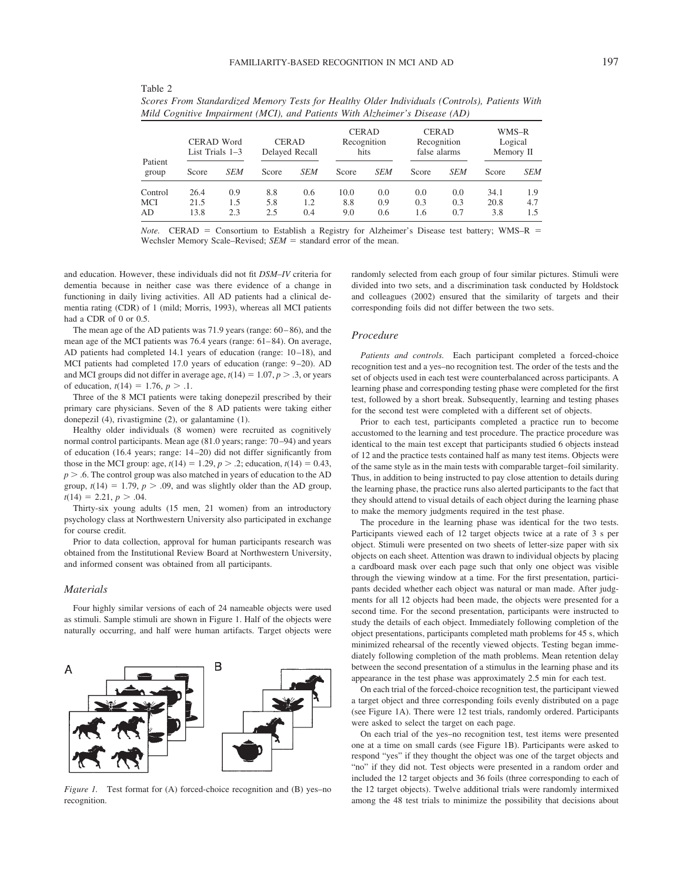Table 2
*Scores From Standardized Memory Tests for Healthy Older Individuals (Controls), Patients With Mild Cognitive Impairment (MCI), and Patients With Alzheimer's Disease (AD)*

| Patient group | CERAD Word List Trials 1–3 | | CERAD Delayed Recall | | CERAD Recognition hits | | CERAD Recognition false alarms | | WMS–R Logical Memory II | |
|---|---|---|---|---|---|---|---|---|---|---|
| | Score | *SEM* | Score | *SEM* | Score | *SEM* | Score | *SEM* | Score | *SEM* |
| Control | 26.4 | 0.9 | 8.8 | 0.6 | 10.0 | 0.0 | 0.0 | 0.0 | 34.1 | 1.9 |
| MCI | 21.5 | 1.5 | 5.8 | 1.2 | 8.8 | 0.9 | 0.3 | 0.3 | 20.8 | 4.7 |
| AD | 13.8 | 2.3 | 2.5 | 0.4 | 9.0 | 0.6 | 1.6 | 0.7 | 3.8 | 1.5 |

*Note.* CERAD = Consortium to Establish a Registry for Alzheimer's Disease test battery; WMS–R = Wechsler Memory Scale–Revised; *SEM* = standard error of the mean.

and education. However, these individuals did not fit *DSM–IV* criteria for dementia because in neither case was there evidence of a change in functioning in daily living activities. All AD patients had a clinical dementia rating (CDR) of 1 (mild; Morris, 1993), whereas all MCI patients had a CDR of 0 or 0.5.

The mean age of the AD patients was 71.9 years (range: 60–86), and the mean age of the MCI patients was 76.4 years (range: 61–84). On average, AD patients had completed 14.1 years of education (range: 10–18), and MCI patients had completed 17.0 years of education (range: 9–20). AD and MCI groups did not differ in average age, $t(14) = 1.07$, $p > .3$, or years of education, $t(14) = 1.76$, $p > .1$.

Three of the 8 MCI patients were taking donepezil prescribed by their primary care physicians. Seven of the 8 AD patients were taking either donepezil (4), rivastigmine (2), or galantamine (1).

Healthy older individuals (8 women) were recruited as cognitively normal control participants. Mean age (81.0 years; range: 70–94) and years of education (16.4 years; range: 14–20) did not differ significantly from those in the MCI group: age, $t(14) = 1.29$, $p > .2$; education, $t(14) = 0.43$, $p > .6$. The control group was also matched in years of education to the AD group, $t(14) = 1.79$, $p > .09$, and was slightly older than the AD group, $t(14) = 2.21$, $p > .04$.

Thirty-six young adults (15 men, 21 women) from an introductory psychology class at Northwestern University also participated in exchange for course credit.

Prior to data collection, approval for human participants research was obtained from the Institutional Review Board at Northwestern University, and informed consent was obtained from all participants.

### *Materials*

Four highly similar versions of each of 24 nameable objects were used as stimuli. Sample stimuli are shown in Figure 1. Half of the objects were naturally occurring, and half were human artifacts. Target objects were randomly selected from each group of four similar pictures. Stimuli were divided into two sets, and a discrimination task conducted by Holdstock and colleagues (2002) ensured that the similarity of targets and their corresponding foils did not differ between the two sets.

*Figure 1.* Test format for (A) forced-choice recognition and (B) yes–no recognition.

### *Procedure*

*Patients and controls.* Each participant completed a forced-choice recognition test and a yes–no recognition test. The order of the tests and the set of objects used in each test were counterbalanced across participants. A learning phase and corresponding testing phase were completed for the first test, followed by a short break. Subsequently, learning and testing phases for the second test were completed with a different set of objects.

Prior to each test, participants completed a practice run to become accustomed to the learning and test procedure. The practice procedure was identical to the main test except that participants studied 6 objects instead of 12 and the practice tests contained half as many test items. Objects were of the same style as in the main tests with comparable target–foil similarity. Thus, in addition to being instructed to pay close attention to details during the learning phase, the practice runs also alerted participants to the fact that they should attend to visual details of each object during the learning phase to make the memory judgments required in the test phase.

The procedure in the learning phase was identical for the two tests. Participants viewed each of 12 target objects twice at a rate of 3 s per object. Stimuli were presented on two sheets of letter-size paper with six objects on each sheet. Attention was drawn to individual objects by placing a cardboard mask over each page such that only one object was visible through the viewing window at a time. For the first presentation, participants decided whether each object was natural or man made. After judgments for all 12 objects had been made, the objects were presented for a second time. For the second presentation, participants were instructed to study the details of each object. Immediately following completion of the object presentations, participants completed math problems for 45 s, which minimized rehearsal of the recently viewed objects. Testing began immediately following completion of the math problems. Mean retention delay between the second presentation of a stimulus in the learning phase and its appearance in the test phase was approximately 2.5 min for each test.

On each trial of the forced-choice recognition test, the participant viewed a target object and three corresponding foils evenly distributed on a page (see Figure 1A). There were 12 test trials, randomly ordered. Participants were asked to select the target on each page.

On each trial of the yes–no recognition test, test items were presented one at a time on small cards (see Figure 1B). Participants were asked to respond "yes" if they thought the object was one of the target objects and "no" if they did not. Test objects were presented in a random order and included the 12 target objects and 36 foils (three corresponding to each of the 12 target objects). Twelve additional trials were randomly intermixed among the 48 test trials to minimize the possibility that decisions about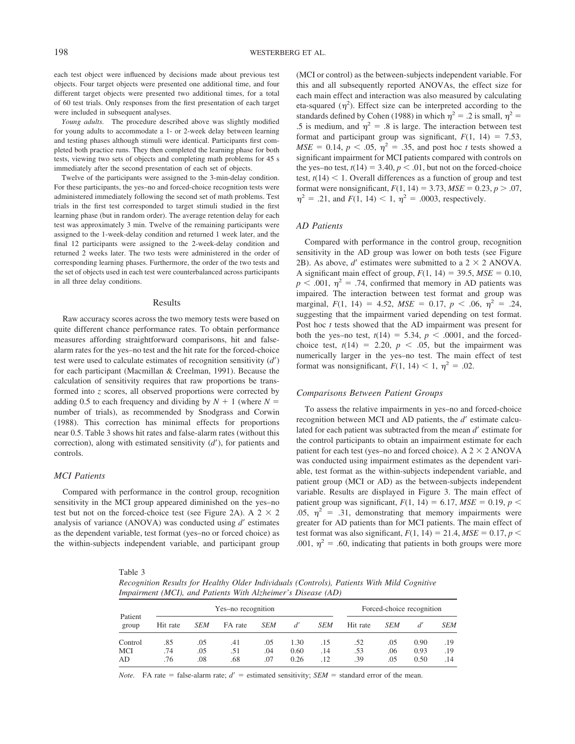each test object were influenced by decisions made about previous test objects. Four target objects were presented one additional time, and four different target objects were presented two additional times, for a total of 60 test trials. Only responses from the first presentation of each target were included in subsequent analyses.

*Young adults.* The procedure described above was slightly modified for young adults to accommodate a 1- or 2-week delay between learning and testing phases although stimuli were identical. Participants first completed both practice runs. They then completed the learning phase for both tests, viewing two sets of objects and completing math problems for 45 s immediately after the second presentation of each set of objects.

Twelve of the participants were assigned to the 3-min-delay condition. For these participants, the yes–no and forced-choice recognition tests were administered immediately following the second set of math problems. Test trials in the first test corresponded to target stimuli studied in the first learning phase (but in random order). The average retention delay for each test was approximately 3 min. Twelve of the remaining participants were assigned to the 1-week-delay condition and returned 1 week later, and the final 12 participants were assigned to the 2-week-delay condition and returned 2 weeks later. The two tests were administered in the order of corresponding learning phases. Furthermore, the order of the two tests and the set of objects used in each test were counterbalanced across participants in all three delay conditions.

## Results

Raw accuracy scores across the two memory tests were based on quite different chance performance rates. To obtain performance measures affording straightforward comparisons, hit and false-alarm rates for the yes–no test and the hit rate for the forced-choice test were used to calculate estimates of recognition sensitivity ($d'$) for each participant (Macmillan & Creelman, 1991). Because the calculation of sensitivity requires that raw proportions be transformed into $z$ scores, all observed proportions were corrected by adding 0.5 to each frequency and dividing by $N + 1$ (where $N =$ number of trials), as recommended by Snodgrass and Corwin (1988). This correction has minimal effects for proportions near 0.5. Table 3 shows hit rates and false-alarm rates (without this correction), along with estimated sensitivity ($d'$), for patients and controls.

### MCI Patients

Compared with performance in the control group, recognition sensitivity in the MCI group appeared diminished on the yes–no test but not on the forced-choice test (see Figure 2A). A 2 × 2 analysis of variance (ANOVA) was conducted using $d'$ estimates as the dependent variable, test format (yes–no or forced choice) as the within-subjects independent variable, and participant group (MCI or control) as the between-subjects independent variable. For this and all subsequently reported ANOVAs, the effect size for each main effect and interaction was also measured by calculating eta-squared ($\eta^2$). Effect size can be interpreted according to the standards defined by Cohen (1988) in which $\eta^2 = .2$ is small, $\eta^2 = .5$ is medium, and $\eta^2 = .8$ is large. The interaction between test format and participant group was significant, $F(1, 14) = 7.53$, $MSE = 0.14$, $p < .05$, $\eta^2 = .35$, and post hoc $t$ tests showed a significant impairment for MCI patients compared with controls on the yes–no test, $t(14) = 3.40$, $p < .01$, but not on the forced-choice test, $t(14) < 1$. Overall differences as a function of group and test format were nonsignificant, $F(1, 14) = 3.73$, $MSE = 0.23$, $p > .07$, $\eta^2 = .21$, and $F(1, 14) < 1$, $\eta^2 = .0003$, respectively.

### AD Patients

Compared with performance in the control group, recognition sensitivity in the AD group was lower on both tests (see Figure 2B). As above, $d'$ estimates were submitted to a 2 × 2 ANOVA. A significant main effect of group, $F(1, 14) = 39.5$, $MSE = 0.10$, $p < .001$, $\eta^2 = .74$, confirmed that memory in AD patients was impaired. The interaction between test format and group was marginal, $F(1, 14) = 4.52$, $MSE = 0.17$, $p < .06$, $\eta^2 = .24$, suggesting that the impairment varied depending on test format. Post hoc $t$ tests showed that the AD impairment was present for both the yes–no test, $t(14) = 5.34$, $p < .0001$, and the forced-choice test, $t(14) = 2.20$, $p < .05$, but the impairment was numerically larger in the yes–no test. The main effect of test format was nonsignificant, $F(1, 14) < 1$, $\eta^2 = .02$.

### Comparisons Between Patient Groups

To assess the relative impairments in yes–no and forced-choice recognition between MCI and AD patients, the $d'$ estimate calculated for each patient was subtracted from the mean $d'$ estimate for the control participants to obtain an impairment estimate for each patient for each test (yes–no and forced choice). A 2 × 2 ANOVA was conducted using impairment estimates as the dependent variable, test format as the within-subjects independent variable, and patient group (MCI or AD) as the between-subjects independent variable. Results are displayed in Figure 3. The main effect of patient group was significant, $F(1, 14) = 6.17$, $MSE = 0.19$, $p < .05$, $\eta^2 = .31$, demonstrating that memory impairments were greater for AD patients than for MCI patients. The main effect of test format was also significant, $F(1, 14) = 21.4$, $MSE = 0.17$, $p < .001$, $\eta^2 = .60$, indicating that patients in both groups were more

Table 3
*Recognition Results for Healthy Older Individuals (Controls), Patients With Mild Cognitive Impairment (MCI), and Patients With Alzheimer's Disease (AD)*

| Patient group | Yes–no recognition | | | | | | Forced-choice recognition | | | |
|---|---|---|---|---|---|---|---|---|---|---|
| | Hit rate | *SEM* | FA rate | *SEM* | $d'$ | *SEM* | Hit rate | *SEM* | $d'$ | *SEM* |
| Control | .85 | .05 | .41 | .05 | 1.30 | .15 | .52 | .05 | 0.90 | .19 |
| MCI | .74 | .05 | .51 | .04 | 0.60 | .14 | .53 | .06 | 0.93 | .19 |
| AD | .76 | .08 | .68 | .07 | 0.26 | .12 | .39 | .05 | 0.50 | .14 |

*Note.* FA rate = false-alarm rate; $d'$ = estimated sensitivity; *SEM* = standard error of the mean.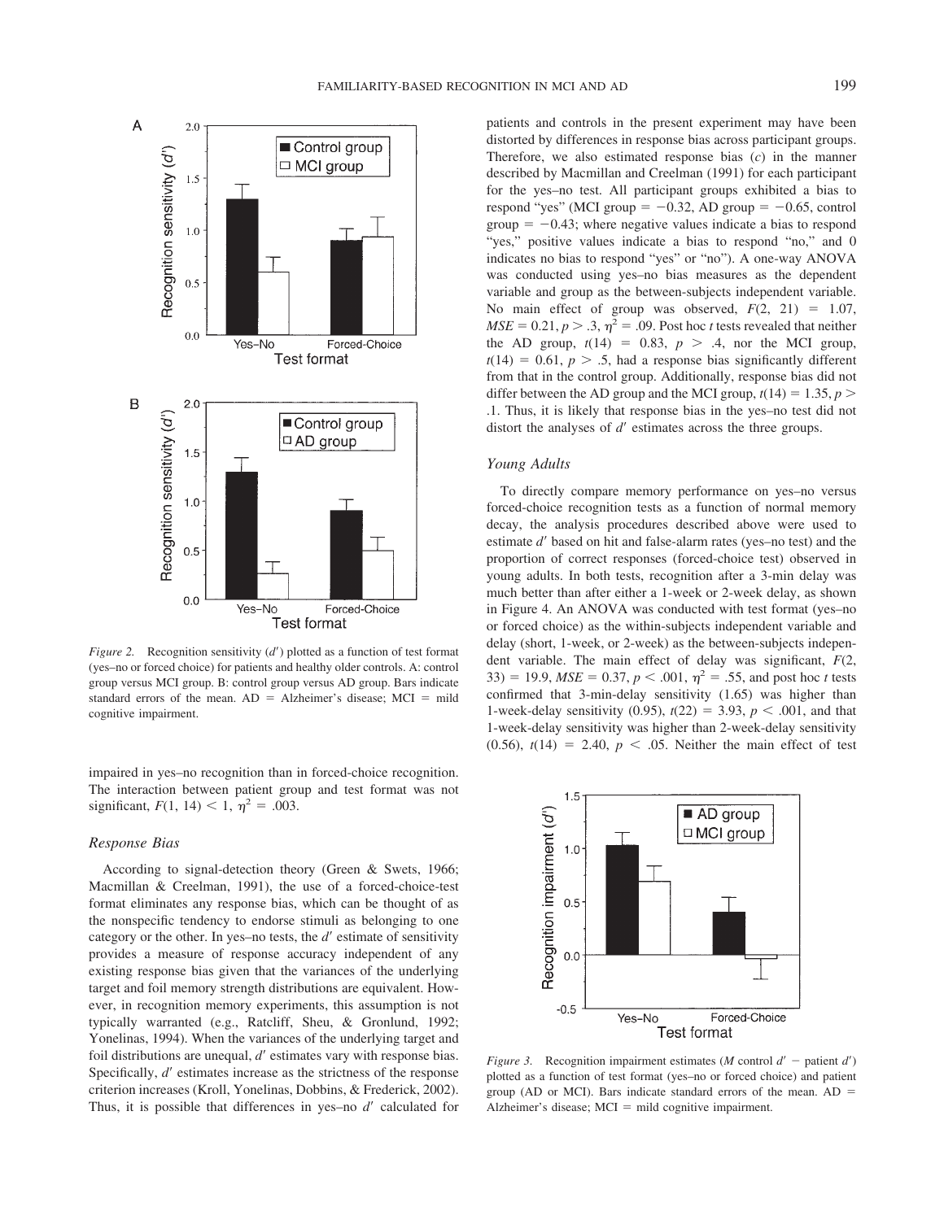*Figure 2.* Recognition sensitivity ($d'$) plotted as a function of test format (yes–no or forced choice) for patients and healthy older controls. A: control group versus MCI group. B: control group versus AD group. Bars indicate standard errors of the mean. AD = Alzheimer's disease; MCI = mild cognitive impairment.

impaired in yes–no recognition than in forced-choice recognition. The interaction between patient group and test format was not significant, $F(1, 14) < 1$, $\eta^2 = .003$.

### Response Bias

According to signal-detection theory (Green & Swets, 1966; Macmillan & Creelman, 1991), the use of a forced-choice-test format eliminates any response bias, which can be thought of as the nonspecific tendency to endorse stimuli as belonging to one category or the other. In yes–no tests, the $d'$ estimate of sensitivity provides a measure of response accuracy independent of any existing response bias given that the variances of the underlying target and foil memory strength distributions are equivalent. However, in recognition memory experiments, this assumption is not typically warranted (e.g., Ratcliff, Sheu, & Gronlund, 1992; Yonelinas, 1994). When the variances of the underlying target and foil distributions are unequal, $d'$ estimates vary with response bias. Specifically, $d'$ estimates increase as the strictness of the response criterion increases (Kroll, Yonelinas, Dobbins, & Frederick, 2002). Thus, it is possible that differences in yes–no $d'$ calculated for patients and controls in the present experiment may have been distorted by differences in response bias across participant groups. Therefore, we also estimated response bias ($c$) in the manner described by Macmillan and Creelman (1991) for each participant for the yes–no test. All participant groups exhibited a bias to respond "yes" (MCI group = −0.32, AD group = −0.65, control group = −0.43; where negative values indicate a bias to respond "yes," positive values indicate a bias to respond "no," and 0 indicates no bias to respond "yes" or "no"). A one-way ANOVA was conducted using yes–no bias measures as the dependent variable and group as the between-subjects independent variable. No main effect of group was observed, $F(2, 21) = 1.07$, $MSE = 0.21$, $p > .3$, $\eta^2 = .09$. Post hoc $t$ tests revealed that neither the AD group, $t(14) = 0.83$, $p > .4$, nor the MCI group, $t(14) = 0.61$, $p > .5$, had a response bias significantly different from that in the control group. Additionally, response bias did not differ between the AD group and the MCI group, $t(14) = 1.35$, $p > .1$. Thus, it is likely that response bias in the yes–no test did not distort the analyses of $d'$ estimates across the three groups.

### Young Adults

To directly compare memory performance on yes–no versus forced-choice recognition tests as a function of normal memory decay, the analysis procedures described above were used to estimate $d'$ based on hit and false-alarm rates (yes–no test) and the proportion of correct responses (forced-choice test) observed in young adults. In both tests, recognition after a 3-min delay was much better than after either a 1-week or 2-week delay, as shown in Figure 4. An ANOVA was conducted with test format (yes–no or forced choice) as the within-subjects independent variable and delay (short, 1-week, or 2-week) as the between-subjects independent variable. The main effect of delay was significant, $F(2, 33) = 19.9$, $MSE = 0.37$, $p < .001$, $\eta^2 = .55$, and post hoc $t$ tests confirmed that 3-min-delay sensitivity (1.65) was higher than 1-week-delay sensitivity (0.95), $t(22) = 3.93$, $p < .001$, and that 1-week-delay sensitivity was higher than 2-week-delay sensitivity (0.56), $t(14) = 2.40$, $p < .05$. Neither the main effect of test

*Figure 3.* Recognition impairment estimates ($M$ control $d'$ − patient $d'$) plotted as a function of test format (yes–no or forced choice) and patient group (AD or MCI). Bars indicate standard errors of the mean. AD = Alzheimer's disease; MCI = mild cognitive impairment.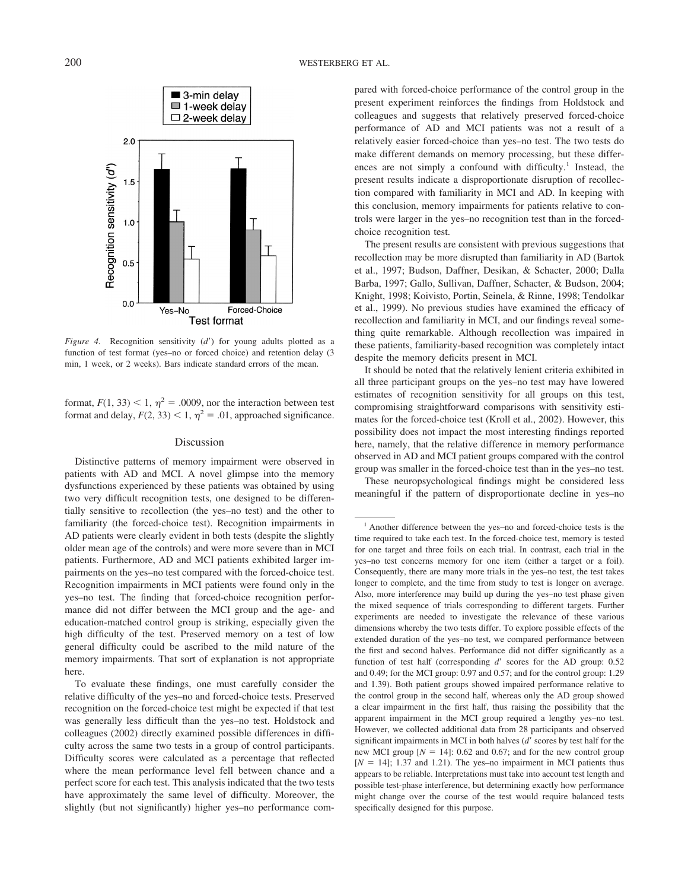*Figure 4.* Recognition sensitivity ($d'$) for young adults plotted as a function of test format (yes–no or forced choice) and retention delay (3 min, 1 week, or 2 weeks). Bars indicate standard errors of the mean.

format, $F(1, 33) < 1$, $\eta^2 = .0009$, nor the interaction between test format and delay, $F(2, 33) < 1$, $\eta^2 = .01$, approached significance.

## Discussion

Distinctive patterns of memory impairment were observed in patients with AD and MCI. A novel glimpse into the memory dysfunctions experienced by these patients was obtained by using two very difficult recognition tests, one designed to be differentially sensitive to recollection (the yes–no test) and the other to familiarity (the forced-choice test). Recognition impairments in AD patients were clearly evident in both tests (despite the slightly older mean age of the controls) and were more severe than in MCI patients. Furthermore, AD and MCI patients exhibited larger impairments on the yes–no test compared with the forced-choice test. Recognition impairments in MCI patients were found only in the yes–no test. The finding that forced-choice recognition performance did not differ between the MCI group and the age- and education-matched control group is striking, especially given the high difficulty of the test. Preserved memory on a test of low general difficulty could be ascribed to the mild nature of the memory impairments. That sort of explanation is not appropriate here.

To evaluate these findings, one must carefully consider the relative difficulty of the yes–no and forced-choice tests. Preserved recognition on the forced-choice test might be expected if that test was generally less difficult than the yes–no test. Holdstock and colleagues (2002) directly examined possible differences in difficulty across the same two tests in a group of control participants. Difficulty scores were calculated as a percentage that reflected where the mean performance level fell between chance and a perfect score for each test. This analysis indicated that the two tests have approximately the same level of difficulty. Moreover, the slightly (but not significantly) higher yes–no performance compared with forced-choice performance of the control group in the present experiment reinforces the findings from Holdstock and colleagues and suggests that relatively preserved forced-choice performance of AD and MCI patients was not a result of a relatively easier forced-choice than yes–no test. The two tests do make different demands on memory processing, but these differences are not simply a confound with difficulty.[1] Instead, the present results indicate a disproportionate disruption of recollection compared with familiarity in MCI and AD. In keeping with this conclusion, memory impairments for patients relative to controls were larger in the yes–no recognition test than in the forced-choice recognition test.

The present results are consistent with previous suggestions that recollection may be more disrupted than familiarity in AD (Bartok et al., 1997; Budson, Daffner, Desikan, & Schacter, 2000; Dalla Barba, 1997; Gallo, Sullivan, Daffner, Schacter, & Budson, 2004; Knight, 1998; Koivisto, Portin, Seinela, & Rinne, 1998; Tendolkar et al., 1999). No previous studies have examined the efficacy of recollection and familiarity in MCI, and our findings reveal something quite remarkable. Although recollection was impaired in these patients, familiarity-based recognition was completely intact despite the memory deficits present in MCI.

It should be noted that the relatively lenient criteria exhibited in all three participant groups on the yes–no test may have lowered estimates of recognition sensitivity for all groups on this test, compromising straightforward comparisons with sensitivity estimates for the forced-choice test (Kroll et al., 2002). However, this possibility does not impact the most interesting findings reported here, namely, that the relative difference in memory performance observed in AD and MCI patient groups compared with the control group was smaller in the forced-choice test than in the yes–no test.

These neuropsychological findings might be considered less meaningful if the pattern of disproportionate decline in yes–no

[1] Another difference between the yes–no and forced-choice tests is the time required to take each test. In the forced-choice test, memory is tested for one target and three foils on each trial. In contrast, each trial in the yes–no test concerns memory for one item (either a target or a foil). Consequently, there are many more trials in the yes–no test, the test takes longer to complete, and the time from study to test is longer on average. Also, more interference may build up during the yes–no test phase given the mixed sequence of trials corresponding to different targets. Further experiments are needed to investigate the relevance of these various dimensions whereby the two tests differ. To explore possible effects of the extended duration of the yes–no test, we compared performance between the first and second halves. Performance did not differ significantly as a function of test half (corresponding $d'$ scores for the AD group: 0.52 and 0.49; for the MCI group: 0.97 and 0.57; and for the control group: 1.29 and 1.39). Both patient groups showed impaired performance relative to the control group in the second half, whereas only the AD group showed a clear impairment in the first half, thus raising the possibility that the apparent impairment in the MCI group required a lengthy yes–no test. However, we collected additional data from 28 participants and observed significant impairments in MCI in both halves ($d'$ scores by test half for the new MCI group [$N = 14$]: 0.62 and 0.67; and for the new control group [$N = 14$]; 1.37 and 1.21). The yes–no impairment in MCI patients thus appears to be reliable. Interpretations must take into account test length and possible test-phase interference, but determining exactly how performance might change over the course of the test would require balanced tests specifically designed for this purpose.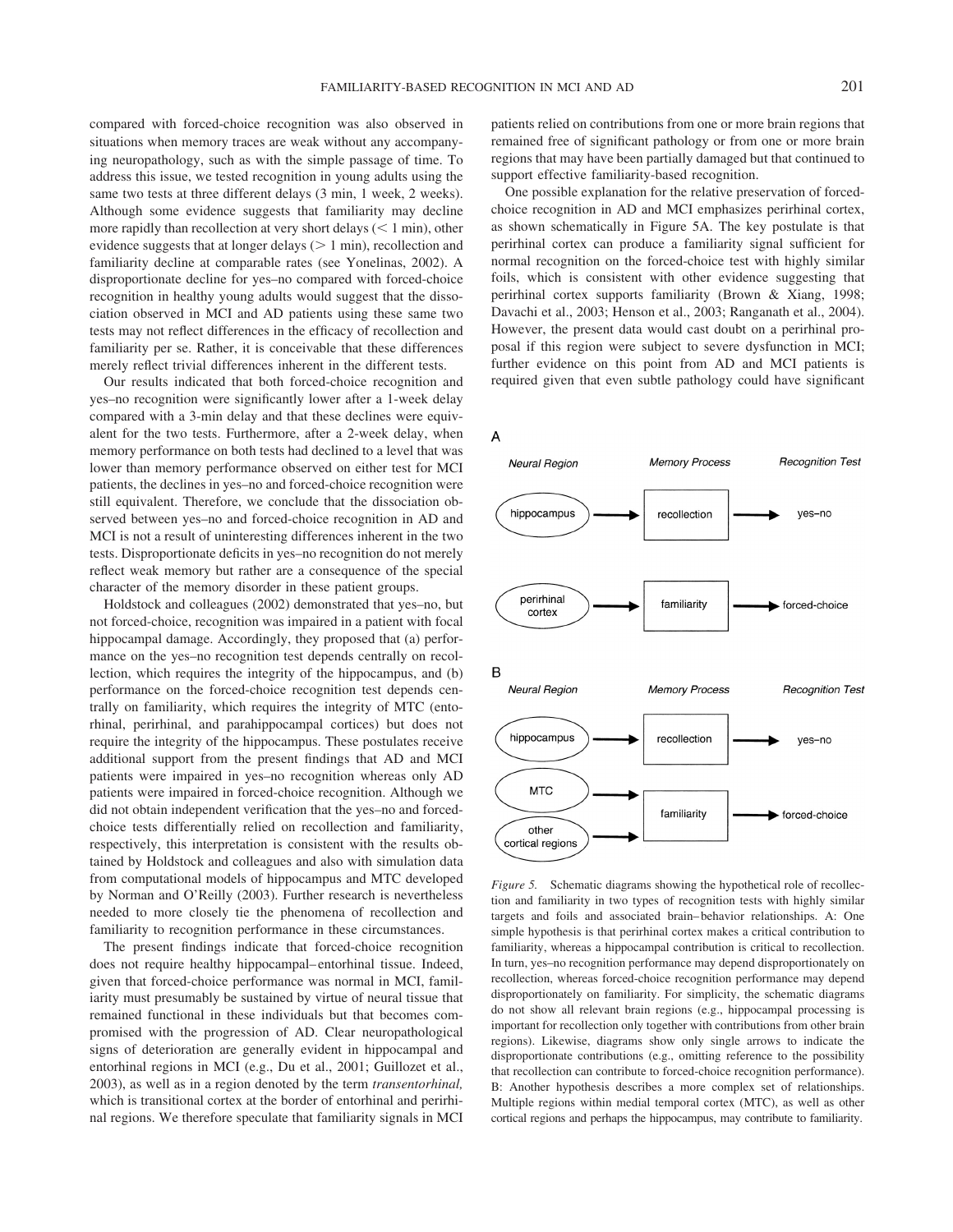compared with forced-choice recognition was also observed in situations when memory traces are weak without any accompanying neuropathology, such as with the simple passage of time. To address this issue, we tested recognition in young adults using the same two tests at three different delays (3 min, 1 week, 2 weeks). Although some evidence suggests that familiarity may decline more rapidly than recollection at very short delays (< 1 min), other evidence suggests that at longer delays (> 1 min), recollection and familiarity decline at comparable rates (see Yonelinas, 2002). A disproportionate decline for yes–no compared with forced-choice recognition in healthy young adults would suggest that the dissociation observed in MCI and AD patients using these same two tests may not reflect differences in the efficacy of recollection and familiarity per se. Rather, it is conceivable that these differences merely reflect trivial differences inherent in the different tests.

Our results indicated that both forced-choice recognition and yes–no recognition were significantly lower after a 1-week delay compared with a 3-min delay and that these declines were equivalent for the two tests. Furthermore, after a 2-week delay, when memory performance on both tests had declined to a level that was lower than memory performance observed on either test for MCI patients, the declines in yes–no and forced-choice recognition were still equivalent. Therefore, we conclude that the dissociation observed between yes–no and forced-choice recognition in AD and MCI is not a result of uninteresting differences inherent in the two tests. Disproportionate deficits in yes–no recognition do not merely reflect weak memory but rather are a consequence of the special character of the memory disorder in these patient groups.

Holdstock and colleagues (2002) demonstrated that yes–no, but not forced-choice, recognition was impaired in a patient with focal hippocampal damage. Accordingly, they proposed that (a) performance on the yes–no recognition test depends centrally on recollection, which requires the integrity of the hippocampus, and (b) performance on the forced-choice recognition test depends centrally on familiarity, which requires the integrity of MTC (entorhinal, perirhinal, and parahippocampal cortices) but does not require the integrity of the hippocampus. These postulates receive additional support from the present findings that AD and MCI patients were impaired in yes–no recognition whereas only AD patients were impaired in forced-choice recognition. Although we did not obtain independent verification that the yes–no and forced-choice tests differentially relied on recollection and familiarity, respectively, this interpretation is consistent with the results obtained by Holdstock and colleagues and also with simulation data from computational models of hippocampus and MTC developed by Norman and O'Reilly (2003). Further research is nevertheless needed to more closely tie the phenomena of recollection and familiarity to recognition performance in these circumstances.

The present findings indicate that forced-choice recognition does not require healthy hippocampal–entorhinal tissue. Indeed, given that forced-choice performance was normal in MCI, familiarity must presumably be sustained by virtue of neural tissue that remained functional in these individuals but that becomes compromised with the progression of AD. Clear neuropathological signs of deterioration are generally evident in hippocampal and entorhinal regions in MCI (e.g., Du et al., 2001; Guillozet et al., 2003), as well as in a region denoted by the term *transentorhinal,* which is transitional cortex at the border of entorhinal and perirhinal regions. We therefore speculate that familiarity signals in MCI patients relied on contributions from one or more brain regions that remained free of significant pathology or from one or more brain regions that may have been partially damaged but that continued to support effective familiarity-based recognition.

One possible explanation for the relative preservation of forced-choice recognition in AD and MCI emphasizes perirhinal cortex, as shown schematically in Figure 5A. The key postulate is that perirhinal cortex can produce a familiarity signal sufficient for normal recognition on the forced-choice test with highly similar foils, which is consistent with other evidence suggesting that perirhinal cortex supports familiarity (Brown & Xiang, 1998; Davachi et al., 2003; Henson et al., 2003; Ranganath et al., 2004). However, the present data would cast doubt on a perirhinal proposal if this region were subject to severe dysfunction in MCI; further evidence on this point from AD and MCI patients is required given that even subtle pathology could have significant

A

Neural Region
Memory Process
Recognition Test

hippocampus
recollection
yes–no

perirhinal cortex
familiarity
forced-choice

B

Neural Region
Memory Process
Recognition Test

hippocampus
recollection
yes–no

MTC
other cortical regions
familiarity
forced-choice

*Figure 5.* Schematic diagrams showing the hypothetical role of recollection and familiarity in two types of recognition tests with highly similar targets and foils and associated brain–behavior relationships. A: One simple hypothesis is that perirhinal cortex makes a critical contribution to familiarity, whereas a hippocampal contribution is critical to recollection. In turn, yes–no recognition performance may depend disproportionately on recollection, whereas forced-choice recognition performance may depend disproportionately on familiarity. For simplicity, the schematic diagrams do not show all relevant brain regions (e.g., hippocampal processing is important for recollection only together with contributions from other brain regions). Likewise, diagrams show only single arrows to indicate the disproportionate contributions (e.g., omitting reference to the possibility that recollection can contribute to forced-choice recognition performance). B: Another hypothesis describes a more complex set of relationships. Multiple regions within medial temporal cortex (MTC), as well as other cortical regions and perhaps the hippocampus, may contribute to familiarity.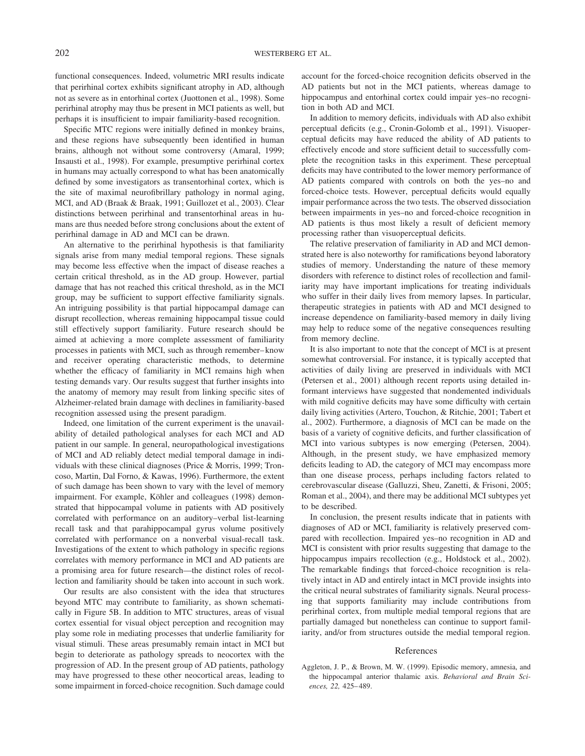functional consequences. Indeed, volumetric MRI results indicate that perirhinal cortex exhibits significant atrophy in AD, although not as severe as in entorhinal cortex (Juottonen et al., 1998). Some perirhinal atrophy may thus be present in MCI patients as well, but perhaps it is insufficient to impair familiarity-based recognition.

Specific MTC regions were initially defined in monkey brains, and these regions have subsequently been identified in human brains, although not without some controversy (Amaral, 1999; Insausti et al., 1998). For example, presumptive perirhinal cortex in humans may actually correspond to what has been anatomically defined by some investigators as transentorhinal cortex, which is the site of maximal neurofibrillary pathology in normal aging, MCI, and AD (Braak & Braak, 1991; Guillozet et al., 2003). Clear distinctions between perirhinal and transentorhinal areas in humans are thus needed before strong conclusions about the extent of perirhinal damage in AD and MCI can be drawn.

An alternative to the perirhinal hypothesis is that familiarity signals arise from many medial temporal regions. These signals may become less effective when the impact of disease reaches a certain critical threshold, as in the AD group. However, partial damage that has not reached this critical threshold, as in the MCI group, may be sufficient to support effective familiarity signals. An intriguing possibility is that partial hippocampal damage can disrupt recollection, whereas remaining hippocampal tissue could still effectively support familiarity. Future research should be aimed at achieving a more complete assessment of familiarity processes in patients with MCI, such as through remember–know and receiver operating characteristic methods, to determine whether the efficacy of familiarity in MCI remains high when testing demands vary. Our results suggest that further insights into the anatomy of memory may result from linking specific sites of Alzheimer-related brain damage with declines in familiarity-based recognition assessed using the present paradigm.

Indeed, one limitation of the current experiment is the unavailability of detailed pathological analyses for each MCI and AD patient in our sample. In general, neuropathological investigations of MCI and AD reliably detect medial temporal damage in individuals with these clinical diagnoses (Price & Morris, 1999; Troncoso, Martin, Dal Forno, & Kawas, 1996). Furthermore, the extent of such damage has been shown to vary with the level of memory impairment. For example, Köhler and colleagues (1998) demonstrated that hippocampal volume in patients with AD positively correlated with performance on an auditory–verbal list-learning recall task and that parahippocampal gyrus volume positively correlated with performance on a nonverbal visual-recall task. Investigations of the extent to which pathology in specific regions correlates with memory performance in MCI and AD patients are a promising area for future research—the distinct roles of recollection and familiarity should be taken into account in such work.

Our results are also consistent with the idea that structures beyond MTC may contribute to familiarity, as shown schematically in Figure 5B. In addition to MTC structures, areas of visual cortex essential for visual object perception and recognition may play some role in mediating processes that underlie familiarity for visual stimuli. These areas presumably remain intact in MCI but begin to deteriorate as pathology spreads to neocortex with the progression of AD. In the present group of AD patients, pathology may have progressed to these other neocortical areas, leading to some impairment in forced-choice recognition. Such damage could account for the forced-choice recognition deficits observed in the AD patients but not in the MCI patients, whereas damage to hippocampus and entorhinal cortex could impair yes–no recognition in both AD and MCI.

In addition to memory deficits, individuals with AD also exhibit perceptual deficits (e.g., Cronin-Golomb et al., 1991). Visuoperceptual deficits may have reduced the ability of AD patients to effectively encode and store sufficient detail to successfully complete the recognition tasks in this experiment. These perceptual deficits may have contributed to the lower memory performance of AD patients compared with controls on both the yes–no and forced-choice tests. However, perceptual deficits would equally impair performance across the two tests. The observed dissociation between impairments in yes–no and forced-choice recognition in AD patients is thus most likely a result of deficient memory processing rather than visuoperceptual deficits.

The relative preservation of familiarity in AD and MCI demonstrated here is also noteworthy for ramifications beyond laboratory studies of memory. Understanding the nature of these memory disorders with reference to distinct roles of recollection and familiarity may have important implications for treating individuals who suffer in their daily lives from memory lapses. In particular, therapeutic strategies in patients with AD and MCI designed to increase dependence on familiarity-based memory in daily living may help to reduce some of the negative consequences resulting from memory decline.

It is also important to note that the concept of MCI is at present somewhat controversial. For instance, it is typically accepted that activities of daily living are preserved in individuals with MCI (Petersen et al., 2001) although recent reports using detailed informant interviews have suggested that nondemented individuals with mild cognitive deficits may have some difficulty with certain daily living activities (Artero, Touchon, & Ritchie, 2001; Tabert et al., 2002). Furthermore, a diagnosis of MCI can be made on the basis of a variety of cognitive deficits, and further classification of MCI into various subtypes is now emerging (Petersen, 2004). Although, in the present study, we have emphasized memory deficits leading to AD, the category of MCI may encompass more than one disease process, perhaps including factors related to cerebrovascular disease (Galluzzi, Sheu, Zanetti, & Frisoni, 2005; Roman et al., 2004), and there may be additional MCI subtypes yet to be described.

In conclusion, the present results indicate that in patients with diagnoses of AD or MCI, familiarity is relatively preserved compared with recollection. Impaired yes–no recognition in AD and MCI is consistent with prior results suggesting that damage to the hippocampus impairs recollection (e.g., Holdstock et al., 2002). The remarkable findings that forced-choice recognition is relatively intact in AD and entirely intact in MCI provide insights into the critical neural substrates of familiarity signals. Neural processing that supports familiarity may include contributions from perirhinal cortex, from multiple medial temporal regions that are partially damaged but nonetheless can continue to support familiarity, and/or from structures outside the medial temporal region.

## References

Aggleton, J. P., & Brown, M. W. (1999). Episodic memory, amnesia, and the hippocampal anterior thalamic axis. *Behavioral and Brain Sciences, 22,* 425–489.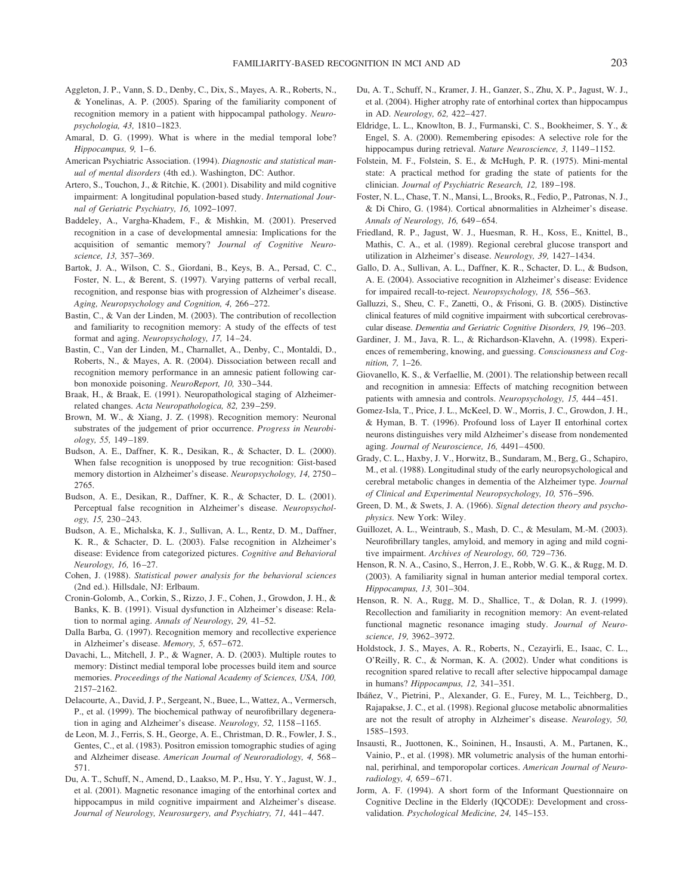Aggleton, J. P., Vann, S. D., Denby, C., Dix, S., Mayes, A. R., Roberts, N., & Yonelinas, A. P. (2005). Sparing of the familiarity component of recognition memory in a patient with hippocampal pathology. *Neuropsychologia, 43,* 1810–1823.

Amaral, D. G. (1999). What is where in the medial temporal lobe? *Hippocampus, 9,* 1–6.

American Psychiatric Association. (1994). *Diagnostic and statistical manual of mental disorders* (4th ed.). Washington, DC: Author.

Artero, S., Touchon, J., & Ritchie, K. (2001). Disability and mild cognitive impairment: A longitudinal population-based study. *International Journal of Geriatric Psychiatry, 16,* 1092–1097.

Baddeley, A., Vargha-Khadem, F., & Mishkin, M. (2001). Preserved recognition in a case of developmental amnesia: Implications for the acquisition of semantic memory? *Journal of Cognitive Neuroscience, 13,* 357–369.

Bartok, J. A., Wilson, C. S., Giordani, B., Keys, B. A., Persad, C. C., Foster, N. L., & Berent, S. (1997). Varying patterns of verbal recall, recognition, and response bias with progression of Alzheimer's disease. *Aging, Neuropsychology and Cognition, 4,* 266–272.

Bastin, C., & Van der Linden, M. (2003). The contribution of recollection and familiarity to recognition memory: A study of the effects of test format and aging. *Neuropsychology, 17,* 14–24.

Bastin, C., Van der Linden, M., Charnallet, A., Denby, C., Montaldi, D., Roberts, N., & Mayes, A. R. (2004). Dissociation between recall and recognition memory performance in an amnesic patient following carbon monoxide poisoning. *NeuroReport, 10,* 330–344.

Braak, H., & Braak, E. (1991). Neuropathological staging of Alzheimer-related changes. *Acta Neuropathologica, 82,* 239–259.

Brown, M. W., & Xiang, J. Z. (1998). Recognition memory: Neuronal substrates of the judgement of prior occurrence. *Progress in Neurobiology, 55,* 149–189.

Budson, A. E., Daffner, K. R., Desikan, R., & Schacter, D. L. (2000). When false recognition is unopposed by true recognition: Gist-based memory distortion in Alzheimer's disease. *Neuropsychology, 14,* 2750–2765.

Budson, A. E., Desikan, R., Daffner, K. R., & Schacter, D. L. (2001). Perceptual false recognition in Alzheimer's disease. *Neuropsychology, 15,* 230–243.

Budson, A. E., Michalska, K. J., Sullivan, A. L., Rentz, D. M., Daffner, K. R., & Schacter, D. L. (2003). False recognition in Alzheimer's disease: Evidence from categorized pictures. *Cognitive and Behavioral Neurology, 16,* 16–27.

Cohen, J. (1988). *Statistical power analysis for the behavioral sciences* (2nd ed.). Hillsdale, NJ: Erlbaum.

Cronin-Golomb, A., Corkin, S., Rizzo, J. F., Cohen, J., Growdon, J. H., & Banks, K. B. (1991). Visual dysfunction in Alzheimer's disease: Relation to normal aging. *Annals of Neurology, 29,* 41–52.

Dalla Barba, G. (1997). Recognition memory and recollective experience in Alzheimer's disease. *Memory, 5,* 657–672.

Davachi, L., Mitchell, J. P., & Wagner, A. D. (2003). Multiple routes to memory: Distinct medial temporal lobe processes build item and source memories. *Proceedings of the National Academy of Sciences, USA, 100,* 2157–2162.

Delacourte, A., David, J. P., Sergeant, N., Buee, L., Wattez, A., Vermersch, P., et al. (1999). The biochemical pathway of neurofibrillary degeneration in aging and Alzheimer's disease. *Neurology, 52,* 1158–1165.

de Leon, M. J., Ferris, S. H., George, A. E., Christman, D. R., Fowler, J. S., Gentes, C., et al. (1983). Positron emission tomographic studies of aging and Alzheimer disease. *American Journal of Neuroradiology, 4,* 568–571.

Du, A. T., Schuff, N., Amend, D., Laakso, M. P., Hsu, Y. Y., Jagust, W. J., et al. (2001). Magnetic resonance imaging of the entorhinal cortex and hippocampus in mild cognitive impairment and Alzheimer's disease. *Journal of Neurology, Neurosurgery, and Psychiatry, 71,* 441–447.

Du, A. T., Schuff, N., Kramer, J. H., Ganzer, S., Zhu, X. P., Jagust, W. J., et al. (2004). Higher atrophy rate of entorhinal cortex than hippocampus in AD. *Neurology, 62,* 422–427.

Eldridge, L. L., Knowlton, B. J., Furmanski, C. S., Bookheimer, S. Y., & Engel, S. A. (2000). Remembering episodes: A selective role for the hippocampus during retrieval. *Nature Neuroscience, 3,* 1149–1152.

Folstein, M. F., Folstein, S. E., & McHugh, P. R. (1975). Mini-mental state: A practical method for grading the state of patients for the clinician. *Journal of Psychiatric Research, 12,* 189–198.

Foster, N. L., Chase, T. N., Mansi, L., Brooks, R., Fedio, P., Patronas, N. J., & Di Chiro, G. (1984). Cortical abnormalities in Alzheimer's disease. *Annals of Neurology, 16,* 649–654.

Friedland, R. P., Jagust, W. J., Huesman, R. H., Koss, E., Knittel, B., Mathis, C. A., et al. (1989). Regional cerebral glucose transport and utilization in Alzheimer's disease. *Neurology, 39,* 1427–1434.

Gallo, D. A., Sullivan, A. L., Daffner, K. R., Schacter, D. L., & Budson, A. E. (2004). Associative recognition in Alzheimer's disease: Evidence for impaired recall-to-reject. *Neuropsychology, 18,* 556–563.

Galluzzi, S., Sheu, C. F., Zanetti, O., & Frisoni, G. B. (2005). Distinctive clinical features of mild cognitive impairment with subcortical cerebrovascular disease. *Dementia and Geriatric Cognitive Disorders, 19,* 196–203.

Gardiner, J. M., Java, R. I., & Richardson-Klavehn, A. (1998). Experiences of remembering, knowing, and guessing. *Consciousness and Cognition, 7,* 1–26.

Giovanello, K. S., & Verfaellie, M. (2001). The relationship between recall and recognition in amnesia: Effects of matching recognition between patients with amnesia and controls. *Neuropsychology, 15,* 444–451.

Gomez-Isla, T., Price, J. L., McKeel, D. W., Morris, J. C., Growdon, J. H., & Hyman, B. T. (1996). Profound loss of Layer II entorhinal cortex neurons distinguishes very mild Alzheimer's disease from nondemented aging. *Journal of Neuroscience, 16,* 4491–4500.

Grady, C. L., Haxby, J. V., Horwitz, B., Sundaram, M., Berg, G., Schapiro, M., et al. (1988). Longitudinal study of the early neuropsychological and cerebral metabolic changes in dementia of the Alzheimer type. *Journal of Clinical and Experimental Neuropsychology, 10,* 576–596.

Green, D. M., & Swets, J. A. (1966). *Signal detection theory and psychophysics.* New York: Wiley.

Guillozet, A. L., Weintraub, S., Mash, D. C., & Mesulam, M.-M. (2003). Neurofibrillary tangles, amyloid, and memory in aging and mild cognitive impairment. *Archives of Neurology, 60,* 729–736.

Henson, R. N. A., Casino, S., Herron, J. E., Robb, W. G. K., & Rugg, M. D. (2003). A familiarity signal in human anterior medial temporal cortex. *Hippocampus, 13,* 301–304.

Henson, R. N. A., Rugg, M. D., Shallice, T., & Dolan, R. J. (1999). Recollection and familiarity in recognition memory: An event-related functional magnetic resonance imaging study. *Journal of Neuroscience, 19,* 3962–3972.

Holdstock, J. S., Mayes, A. R., Roberts, N., Cezayirli, E., Isaac, C. L., O'Reilly, R. C., & Norman, K. A. (2002). Under what conditions is recognition spared relative to recall after selective hippocampal damage in humans? *Hippocampus, 12,* 341–351.

Ibáñez, V., Pietrini, P., Alexander, G. E., Furey, M. L., Teichberg, D., Rajapakse, J. C., et al. (1998). Regional glucose metabolic abnormalities are not the result of atrophy in Alzheimer's disease. *Neurology, 50,* 1585–1593.

Insausti, R., Juottonen, K., Soininen, H., Insausti, A. M., Partanen, K., Vainio, P., et al. (1998). MR volumetric analysis of the human entorhinal, perirhinal, and temporopolar cortices. *American Journal of Neuroradiology, 4,* 659–671.

Jorm, A. F. (1994). A short form of the Informant Questionnaire on Cognitive Decline in the Elderly (IQCODE): Development and cross-validation. *Psychological Medicine, 24,* 145–153.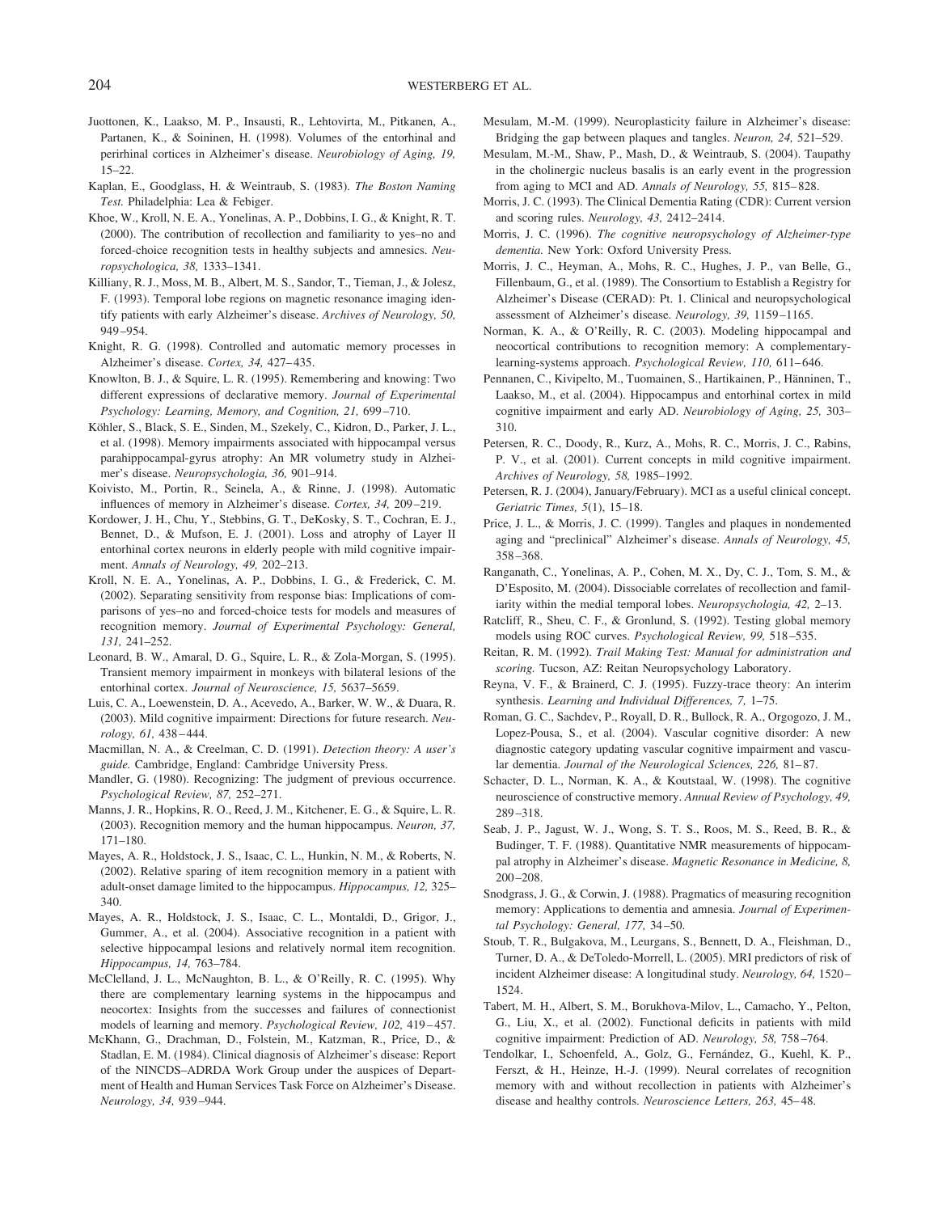Juottonen, K., Laakso, M. P., Insausti, R., Lehtovirta, M., Pitkanen, A., Partanen, K., & Soininen, H. (1998). Volumes of the entorhinal and perirhinal cortices in Alzheimer's disease. *Neurobiology of Aging, 19,* 15–22.

Kaplan, E., Goodglass, H. & Weintraub, S. (1983). *The Boston Naming Test.* Philadelphia: Lea & Febiger.

Khoe, W., Kroll, N. E. A., Yonelinas, A. P., Dobbins, I. G., & Knight, R. T. (2000). The contribution of recollection and familiarity to yes–no and forced-choice recognition tests in healthy subjects and amnesics. *Neuropsychologica, 38,* 1333–1341.

Killiany, R. J., Moss, M. B., Albert, M. S., Sandor, T., Tieman, J., & Jolesz, F. (1993). Temporal lobe regions on magnetic resonance imaging identify patients with early Alzheimer's disease. *Archives of Neurology, 50,* 949–954.

Knight, R. G. (1998). Controlled and automatic memory processes in Alzheimer's disease. *Cortex, 34,* 427–435.

Knowlton, B. J., & Squire, L. R. (1995). Remembering and knowing: Two different expressions of declarative memory. *Journal of Experimental Psychology: Learning, Memory, and Cognition, 21,* 699–710.

Köhler, S., Black, S. E., Sinden, M., Szekely, C., Kidron, D., Parker, J. L., et al. (1998). Memory impairments associated with hippocampal versus parahippocampal-gyrus atrophy: An MR volumetry study in Alzheimer's disease. *Neuropsychologia, 36,* 901–914.

Koivisto, M., Portin, R., Seinela, A., & Rinne, J. (1998). Automatic influences of memory in Alzheimer's disease. *Cortex, 34,* 209–219.

Kordower, J. H., Chu, Y., Stebbins, G. T., DeKosky, S. T., Cochran, E. J., Bennet, D., & Mufson, E. J. (2001). Loss and atrophy of Layer II entorhinal cortex neurons in elderly people with mild cognitive impairment. *Annals of Neurology, 49,* 202–213.

Kroll, N. E. A., Yonelinas, A. P., Dobbins, I. G., & Frederick, C. M. (2002). Separating sensitivity from response bias: Implications of comparisons of yes–no and forced-choice tests for models and measures of recognition memory. *Journal of Experimental Psychology: General, 131,* 241–252.

Leonard, B. W., Amaral, D. G., Squire, L. R., & Zola-Morgan, S. (1995). Transient memory impairment in monkeys with bilateral lesions of the entorhinal cortex. *Journal of Neuroscience, 15,* 5637–5659.

Luis, C. A., Loewenstein, D. A., Acevedo, A., Barker, W. W., & Duara, R. (2003). Mild cognitive impairment: Directions for future research. *Neurology, 61,* 438–444.

Macmillan, N. A., & Creelman, C. D. (1991). *Detection theory: A user's guide.* Cambridge, England: Cambridge University Press.

Mandler, G. (1980). Recognizing: The judgment of previous occurrence. *Psychological Review, 87,* 252–271.

Manns, J. R., Hopkins, R. O., Reed, J. M., Kitchener, E. G., & Squire, L. R. (2003). Recognition memory and the human hippocampus. *Neuron, 37,* 171–180.

Mayes, A. R., Holdstock, J. S., Isaac, C. L., Hunkin, N. M., & Roberts, N. (2002). Relative sparing of item recognition memory in a patient with adult-onset damage limited to the hippocampus. *Hippocampus, 12,* 325–340.

Mayes, A. R., Holdstock, J. S., Isaac, C. L., Montaldi, D., Grigor, J., Gummer, A., et al. (2004). Associative recognition in a patient with selective hippocampal lesions and relatively normal item recognition. *Hippocampus, 14,* 763–784.

McClelland, J. L., McNaughton, B. L., & O'Reilly, R. C. (1995). Why there are complementary learning systems in the hippocampus and neocortex: Insights from the successes and failures of connectionist models of learning and memory. *Psychological Review, 102,* 419–457.

McKhann, G., Drachman, D., Folstein, M., Katzman, R., Price, D., & Stadlan, E. M. (1984). Clinical diagnosis of Alzheimer's disease: Report of the NINCDS–ADRDA Work Group under the auspices of Department of Health and Human Services Task Force on Alzheimer's Disease. *Neurology, 34,* 939–944.

Mesulam, M.-M. (1999). Neuroplasticity failure in Alzheimer's disease: Bridging the gap between plaques and tangles. *Neuron, 24,* 521–529.

Mesulam, M.-M., Shaw, P., Mash, D., & Weintraub, S. (2004). Taupathy in the cholinergic nucleus basalis is an early event in the progression from aging to MCI and AD. *Annals of Neurology, 55,* 815–828.

Morris, J. C. (1993). The Clinical Dementia Rating (CDR): Current version and scoring rules. *Neurology, 43,* 2412–2414.

Morris, J. C. (1996). *The cognitive neuropsychology of Alzheimer-type dementia.* New York: Oxford University Press.

Morris, J. C., Heyman, A., Mohs, R. C., Hughes, J. P., van Belle, G., Fillenbaum, G., et al. (1989). The Consortium to Establish a Registry for Alzheimer's Disease (CERAD): Pt. 1. Clinical and neuropsychological assessment of Alzheimer's disease. *Neurology, 39,* 1159–1165.

Norman, K. A., & O'Reilly, R. C. (2003). Modeling hippocampal and neocortical contributions to recognition memory: A complementary-learning-systems approach. *Psychological Review, 110,* 611–646.

Pennanen, C., Kivipelto, M., Tuomainen, S., Hartikainen, P., Hänninen, T., Laakso, M., et al. (2004). Hippocampus and entorhinal cortex in mild cognitive impairment and early AD. *Neurobiology of Aging, 25,* 303–310.

Petersen, R. C., Doody, R., Kurz, A., Mohs, R. C., Morris, J. C., Rabins, P. V., et al. (2001). Current concepts in mild cognitive impairment. *Archives of Neurology, 58,* 1985–1992.

Petersen, R. J. (2004), January/February). MCI as a useful clinical concept. *Geriatric Times, 5*(1), 15–18.

Price, J. L., & Morris, J. C. (1999). Tangles and plaques in nondemented aging and "preclinical" Alzheimer's disease. *Annals of Neurology, 45,* 358–368.

Ranganath, C., Yonelinas, A. P., Cohen, M. X., Dy, C. J., Tom, S. M., & D'Esposito, M. (2004). Dissociable correlates of recollection and familiarity within the medial temporal lobes. *Neuropsychologia, 42,* 2–13.

Ratcliff, R., Sheu, C. F., & Gronlund, S. (1992). Testing global memory models using ROC curves. *Psychological Review, 99,* 518–535.

Reitan, R. M. (1992). *Trail Making Test: Manual for administration and scoring.* Tucson, AZ: Reitan Neuropsychology Laboratory.

Reyna, V. F., & Brainerd, C. J. (1995). Fuzzy-trace theory: An interim synthesis. *Learning and Individual Differences, 7,* 1–75.

Roman, G. C., Sachdev, P., Royall, D. R., Bullock, R. A., Orgogozo, J. M., Lopez-Pousa, S., et al. (2004). Vascular cognitive disorder: A new diagnostic category updating vascular cognitive impairment and vascular dementia. *Journal of the Neurological Sciences, 226,* 81–87.

Schacter, D. L., Norman, K. A., & Koutstaal, W. (1998). The cognitive neuroscience of constructive memory. *Annual Review of Psychology, 49,* 289–318.

Seab, J. P., Jagust, W. J., Wong, S. T. S., Roos, M. S., Reed, B. R., & Budinger, T. F. (1988). Quantitative NMR measurements of hippocampal atrophy in Alzheimer's disease. *Magnetic Resonance in Medicine, 8,* 200–208.

Snodgrass, J. G., & Corwin, J. (1988). Pragmatics of measuring recognition memory: Applications to dementia and amnesia. *Journal of Experimental Psychology: General, 177,* 34–50.

Stoub, T. R., Bulgakova, M., Leurgans, S., Bennett, D. A., Fleishman, D., Turner, D. A., & DeToledo-Morrell, L. (2005). MRI predictors of risk of incident Alzheimer disease: A longitudinal study. *Neurology, 64,* 1520–1524.

Tabert, M. H., Albert, S. M., Borukhova-Milov, L., Camacho, Y., Pelton, G., Liu, X., et al. (2002). Functional deficits in patients with mild cognitive impairment: Prediction of AD. *Neurology, 58,* 758–764.

Tendolkar, I., Schoenfeld, A., Golz, G., Fernández, G., Kuehl, K. P., Ferszt, & H., Heinze, H.-J. (1999). Neural correlates of recognition memory with and without recollection in patients with Alzheimer's disease and healthy controls. *Neuroscience Letters, 263,* 45–48.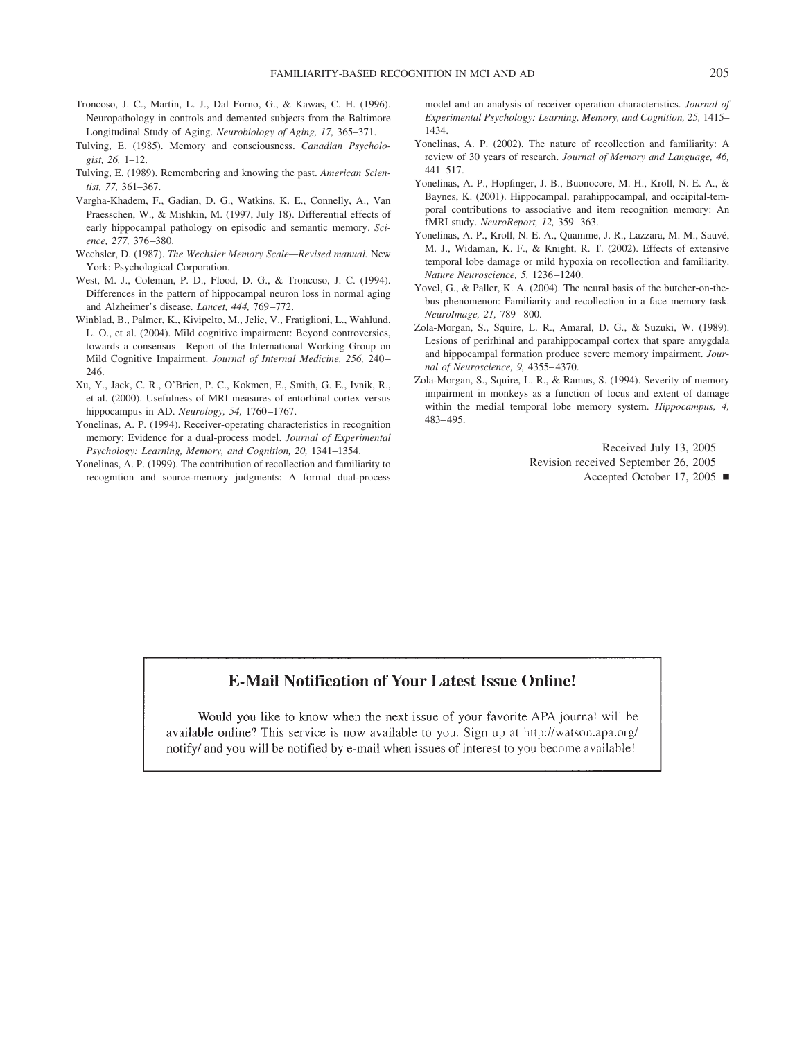Troncoso, J. C., Martin, L. J., Dal Forno, G., & Kawas, C. H. (1996). Neuropathology in controls and demented subjects from the Baltimore Longitudinal Study of Aging. *Neurobiology of Aging, 17,* 365–371.

Tulving, E. (1985). Memory and consciousness. *Canadian Psychologist, 26,* 1–12.

Tulving, E. (1989). Remembering and knowing the past. *American Scientist, 77,* 361–367.

Vargha-Khadem, F., Gadian, D. G., Watkins, K. E., Connelly, A., Van Praesschen, W., & Mishkin, M. (1997, July 18). Differential effects of early hippocampal pathology on episodic and semantic memory. *Science, 277,* 376–380.

Wechsler, D. (1987). *The Wechsler Memory Scale—Revised manual.* New York: Psychological Corporation.

West, M. J., Coleman, P. D., Flood, D. G., & Troncoso, J. C. (1994). Differences in the pattern of hippocampal neuron loss in normal aging and Alzheimer's disease. *Lancet, 444,* 769–772.

Winblad, B., Palmer, K., Kivipelto, M., Jelic, V., Fratiglioni, L., Wahlund, L. O., et al. (2004). Mild cognitive impairment: Beyond controversies, towards a consensus—Report of the International Working Group on Mild Cognitive Impairment. *Journal of Internal Medicine, 256,* 240–246.

Xu, Y., Jack, C. R., O'Brien, P. C., Kokmen, E., Smith, G. E., Ivnik, R., et al. (2000). Usefulness of MRI measures of entorhinal cortex versus hippocampus in AD. *Neurology, 54,* 1760–1767.

Yonelinas, A. P. (1994). Receiver-operating characteristics in recognition memory: Evidence for a dual-process model. *Journal of Experimental Psychology: Learning, Memory, and Cognition, 20,* 1341–1354.

Yonelinas, A. P. (1999). The contribution of recollection and familiarity to recognition and source-memory judgments: A formal dual-process model and an analysis of receiver operation characteristics. *Journal of Experimental Psychology: Learning, Memory, and Cognition, 25,* 1415–1434.

Yonelinas, A. P. (2002). The nature of recollection and familiarity: A review of 30 years of research. *Journal of Memory and Language, 46,* 441–517.

Yonelinas, A. P., Hopfinger, J. B., Buonocore, M. H., Kroll, N. E. A., & Baynes, K. (2001). Hippocampal, parahippocampal, and occipital-temporal contributions to associative and item recognition memory: An fMRI study. *NeuroReport, 12,* 359–363.

Yonelinas, A. P., Kroll, N. E. A., Quamme, J. R., Lazzara, M. M., Sauvé, M. J., Widaman, K. F., & Knight, R. T. (2002). Effects of extensive temporal lobe damage or mild hypoxia on recollection and familiarity. *Nature Neuroscience, 5,* 1236–1240.

Yovel, G., & Paller, K. A. (2004). The neural basis of the butcher-on-the-bus phenomenon: Familiarity and recollection in a face memory task. *NeuroImage, 21,* 789–800.

Zola-Morgan, S., Squire, L. R., Amaral, D. G., & Suzuki, W. (1989). Lesions of perirhinal and parahippocampal cortex that spare amygdala and hippocampal formation produce severe memory impairment. *Journal of Neuroscience, 9,* 4355–4370.

Zola-Morgan, S., Squire, L. R., & Ramus, S. (1994). Severity of memory impairment in monkeys as a function of locus and extent of damage within the medial temporal lobe memory system. *Hippocampus, 4,* 483–495.

Received July 13, 2005
Revision received September 26, 2005
Accepted October 17, 2005 ■

## E-Mail Notification of Your Latest Issue Online!

Would you like to know when the next issue of your favorite APA journal will be available online? This service is now available to you. Sign up at http://watson.apa.org/notify/ and you will be notified by e-mail when issues of interest to you become available!